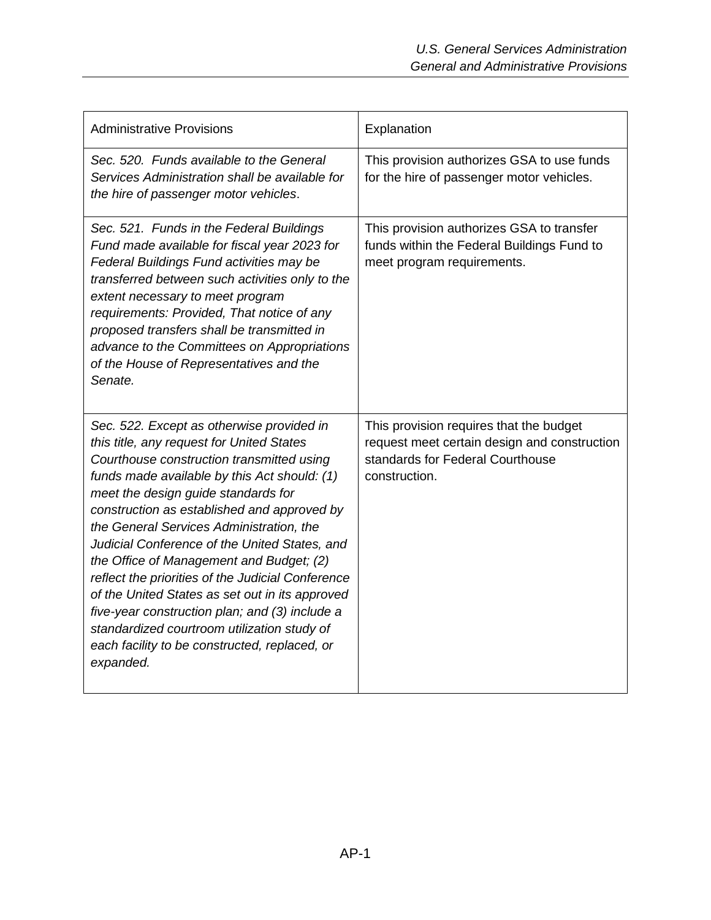| Administrative Provisions | Explanation |
|---|---|
| *Sec. 520. Funds available to the General Services Administration shall be available for the hire of passenger motor vehicles*. | This provision authorizes GSA to use funds for the hire of passenger motor vehicles. |
| *Sec. 521. Funds in the Federal Buildings Fund made available for fiscal year 2023 for Federal Buildings Fund activities may be transferred between such activities only to the extent necessary to meet program requirements: Provided, That notice of any proposed transfers shall be transmitted in advance to the Committees on Appropriations of the House of Representatives and the Senate.* | This provision authorizes GSA to transfer funds within the Federal Buildings Fund to meet program requirements. |
| *Sec. 522. Except as otherwise provided in this title, any request for United States Courthouse construction transmitted using funds made available by this Act should: (1) meet the design guide standards for construction as established and approved by the General Services Administration, the Judicial Conference of the United States, and the Office of Management and Budget; (2) reflect the priorities of the Judicial Conference of the United States as set out in its approved five-year construction plan; and (3) include a standardized courtroom utilization study of each facility to be constructed, replaced, or expanded.* | This provision requires that the budget request meet certain design and construction standards for Federal Courthouse construction. |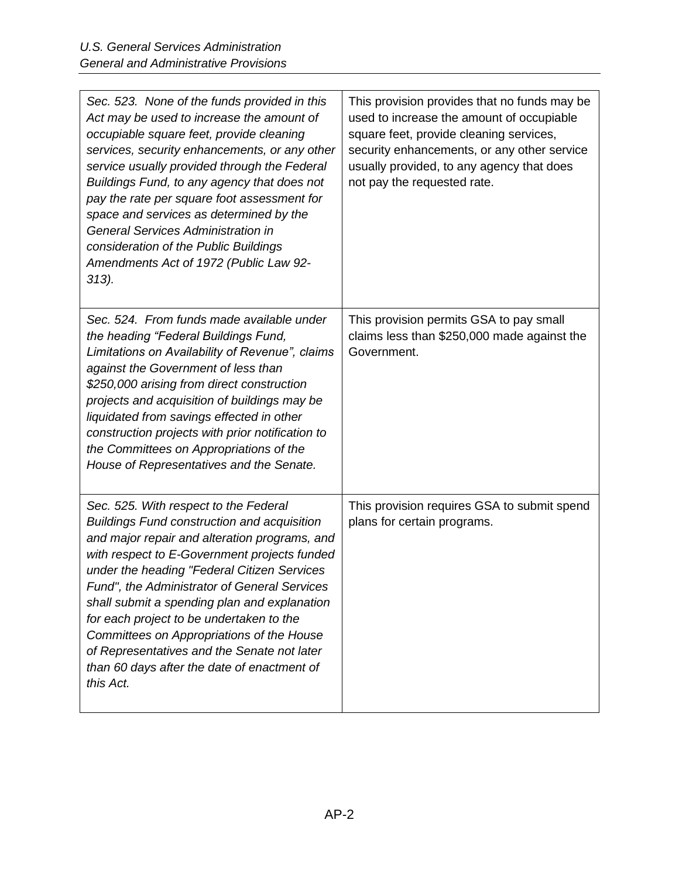| | |
|---|---|
| *Sec. 523. None of the funds provided in this Act may be used to increase the amount of occupiable square feet, provide cleaning services, security enhancements, or any other service usually provided through the Federal Buildings Fund, to any agency that does not pay the rate per square foot assessment for space and services as determined by the General Services Administration in consideration of the Public Buildings Amendments Act of 1972 (Public Law 92-313).* | This provision provides that no funds may be used to increase the amount of occupiable square feet, provide cleaning services, security enhancements, or any other service usually provided, to any agency that does not pay the requested rate. |
| *Sec. 524. From funds made available under the heading "Federal Buildings Fund, Limitations on Availability of Revenue", claims against the Government of less than $250,000 arising from direct construction projects and acquisition of buildings may be liquidated from savings effected in other construction projects with prior notification to the Committees on Appropriations of the House of Representatives and the Senate.* | This provision permits GSA to pay small claims less than $250,000 made against the Government. |
| *Sec. 525. With respect to the Federal Buildings Fund construction and acquisition and major repair and alteration programs, and with respect to E-Government projects funded under the heading "Federal Citizen Services Fund", the Administrator of General Services shall submit a spending plan and explanation for each project to be undertaken to the Committees on Appropriations of the House of Representatives and the Senate not later than 60 days after the date of enactment of this Act.* | This provision requires GSA to submit spend plans for certain programs. |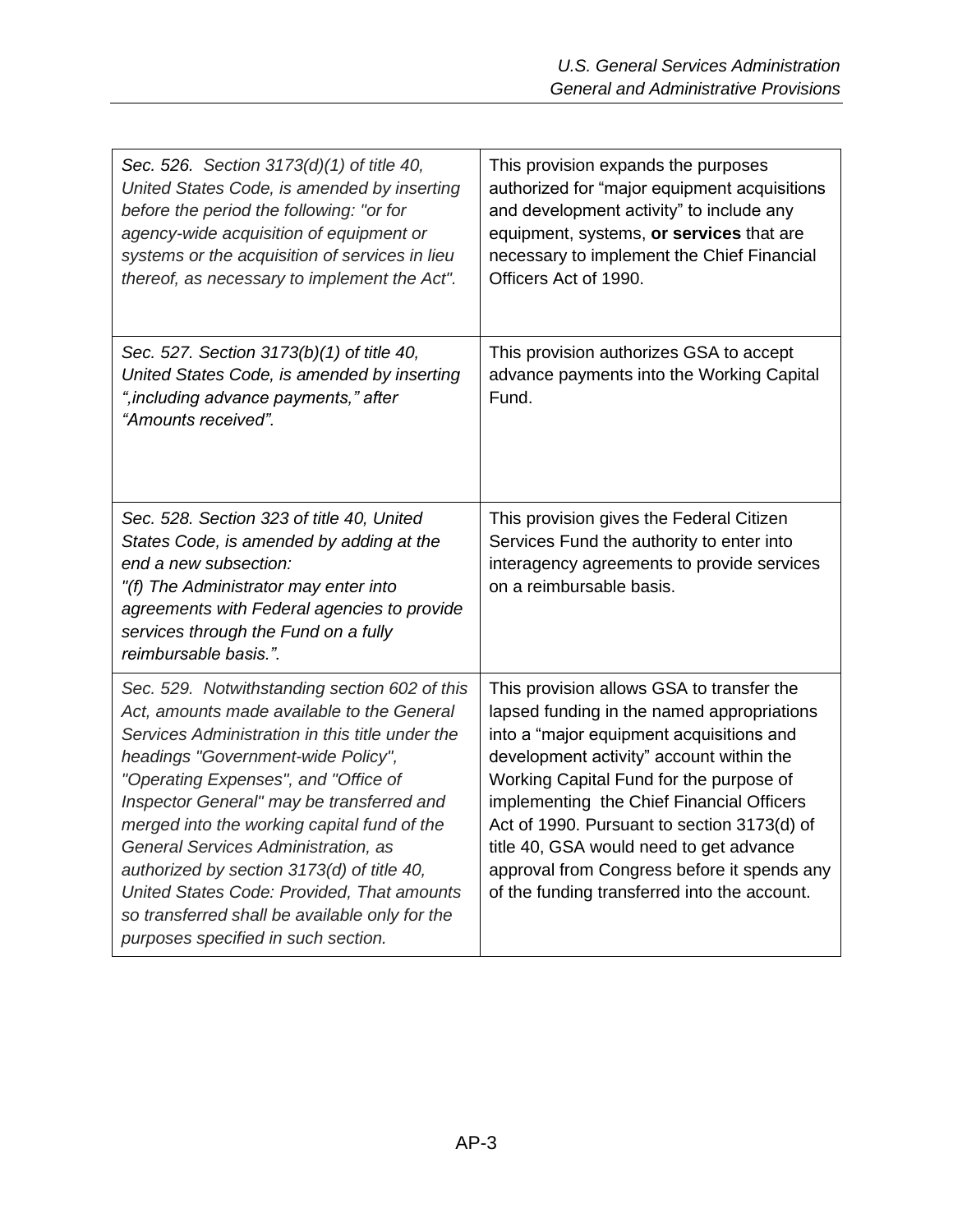| *Sec. 526. Section 3173(d)(1) of title 40, United States Code, is amended by inserting before the period the following: "or for agency-wide acquisition of equipment or systems or the acquisition of services in lieu thereof, as necessary to implement the Act".* | This provision expands the purposes authorized for "major equipment acquisitions and development activity" to include any equipment, systems, **or services** that are necessary to implement the Chief Financial Officers Act of 1990. |
|---|---|
| *Sec. 527. Section 3173(b)(1) of title 40, United States Code, is amended by inserting ",including advance payments," after "Amounts received".* | This provision authorizes GSA to accept advance payments into the Working Capital Fund. |
| *Sec. 528. Section 323 of title 40, United States Code, is amended by adding at the end a new subsection: "(f) The Administrator may enter into agreements with Federal agencies to provide services through the Fund on a fully reimbursable basis.".* | This provision gives the Federal Citizen Services Fund the authority to enter into interagency agreements to provide services on a reimbursable basis. |
| *Sec. 529. Notwithstanding section 602 of this Act, amounts made available to the General Services Administration in this title under the headings "Government-wide Policy", "Operating Expenses", and "Office of Inspector General" may be transferred and merged into the working capital fund of the General Services Administration, as authorized by section 3173(d) of title 40, United States Code: Provided, That amounts so transferred shall be available only for the purposes specified in such section.* | This provision allows GSA to transfer the lapsed funding in the named appropriations into a "major equipment acquisitions and development activity" account within the Working Capital Fund for the purpose of implementing the Chief Financial Officers Act of 1990. Pursuant to section 3173(d) of title 40, GSA would need to get advance approval from Congress before it spends any of the funding transferred into the account. |